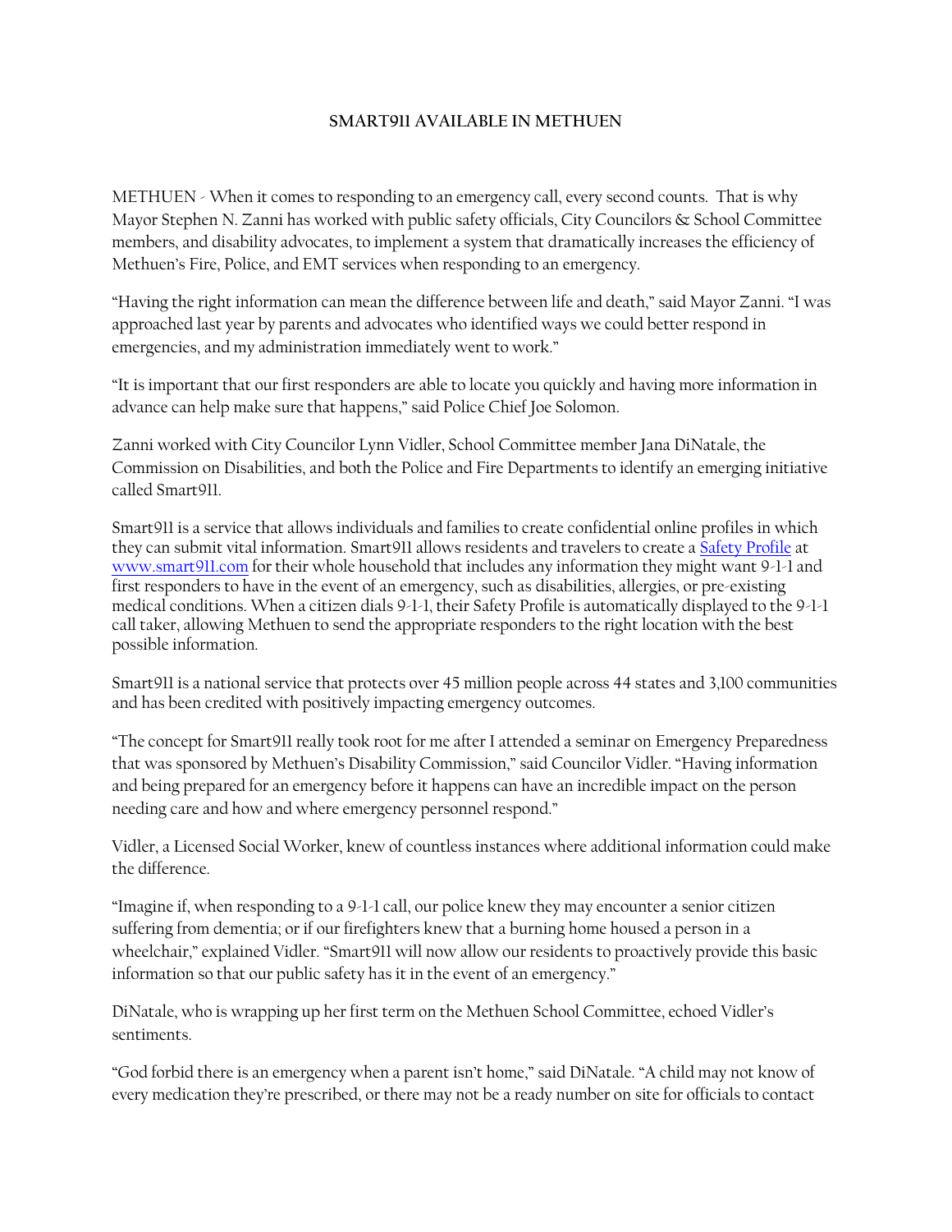**SMART911 AVAILABLE IN METHUEN**

METHUEN - When it comes to responding to an emergency call, every second counts. That is why Mayor Stephen N. Zanni has worked with public safety officials, City Councilors & School Committee members, and disability advocates, to implement a system that dramatically increases the efficiency of Methuen's Fire, Police, and EMT services when responding to an emergency.

"Having the right information can mean the difference between life and death," said Mayor Zanni. "I was approached last year by parents and advocates who identified ways we could better respond in emergencies, and my administration immediately went to work."

"It is important that our first responders are able to locate you quickly and having more information in advance can help make sure that happens," said Police Chief Joe Solomon.

Zanni worked with City Councilor Lynn Vidler, School Committee member Jana DiNatale, the Commission on Disabilities, and both the Police and Fire Departments to identify an emerging initiative called Smart911.

Smart911 is a service that allows individuals and families to create confidential online profiles in which they can submit vital information. Smart911 allows residents and travelers to create a [Safety Profile](http://www.smart911.com) at [www.smart911.com](http://www.smart911.com) for their whole household that includes any information they might want 9-1-1 and first responders to have in the event of an emergency, such as disabilities, allergies, or pre-existing medical conditions. When a citizen dials 9-1-1, their Safety Profile is automatically displayed to the 9-1-1 call taker, allowing Methuen to send the appropriate responders to the right location with the best possible information.

Smart911 is a national service that protects over 45 million people across 44 states and 3,100 communities and has been credited with positively impacting emergency outcomes.

"The concept for Smart911 really took root for me after I attended a seminar on Emergency Preparedness that was sponsored by Methuen's Disability Commission," said Councilor Vidler. "Having information and being prepared for an emergency before it happens can have an incredible impact on the person needing care and how and where emergency personnel respond."

Vidler, a Licensed Social Worker, knew of countless instances where additional information could make the difference.

"Imagine if, when responding to a 9-1-1 call, our police knew they may encounter a senior citizen suffering from dementia; or if our firefighters knew that a burning home housed a person in a wheelchair," explained Vidler. "Smart911 will now allow our residents to proactively provide this basic information so that our public safety has it in the event of an emergency."

DiNatale, who is wrapping up her first term on the Methuen School Committee, echoed Vidler's sentiments.

"God forbid there is an emergency when a parent isn't home," said DiNatale. "A child may not know of every medication they're prescribed, or there may not be a ready number on site for officials to contact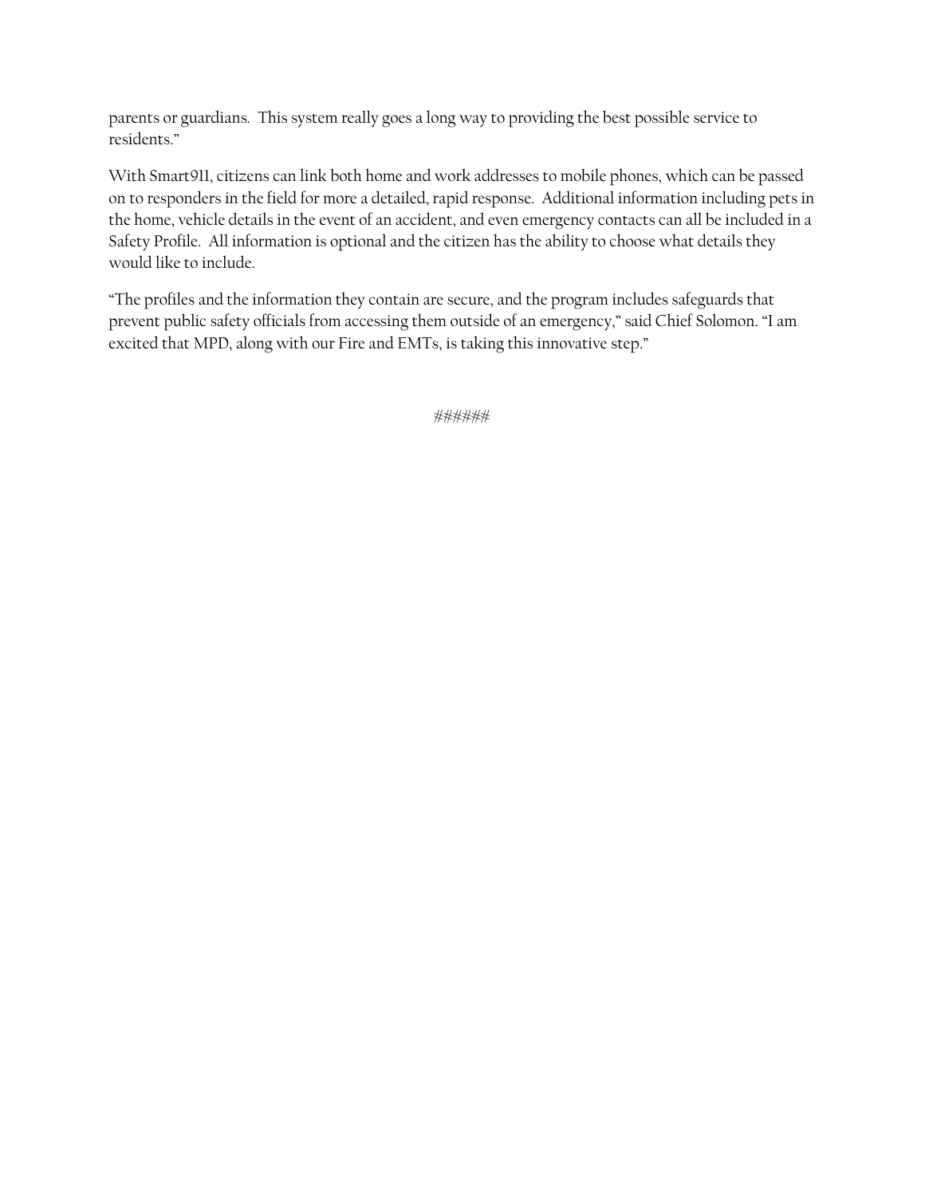parents or guardians.  This system really goes a long way to providing the best possible service to residents."

With Smart911, citizens can link both home and work addresses to mobile phones, which can be passed on to responders in the field for more a detailed, rapid response.  Additional information including pets in the home, vehicle details in the event of an accident, and even emergency contacts can all be included in a Safety Profile.  All information is optional and the citizen has the ability to choose what details they would like to include.

"The profiles and the information they contain are secure, and the program includes safeguards that prevent public safety officials from accessing them outside of an emergency," said Chief Solomon. "I am excited that MPD, along with our Fire and EMTs, is taking this innovative step."

######